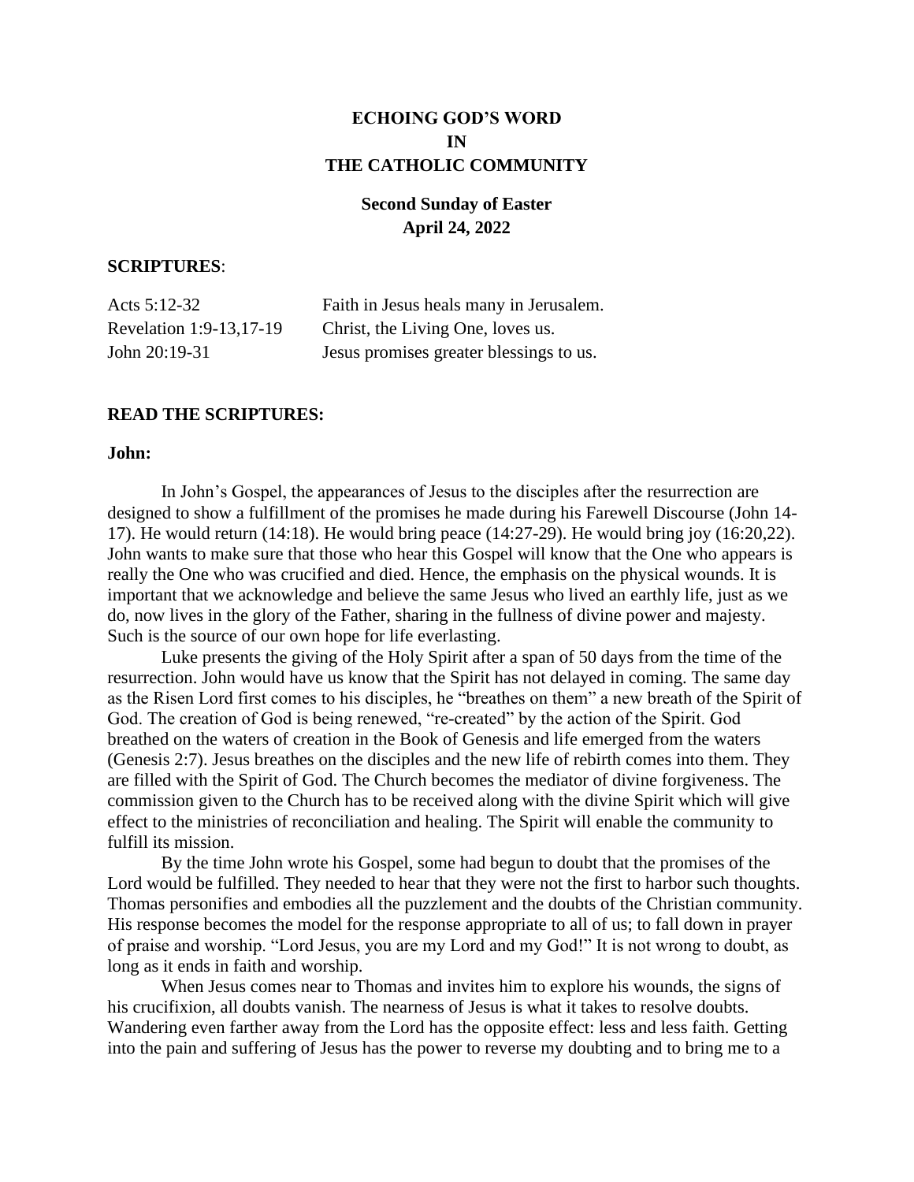# ECHOING GOD'S WORD
# IN
# THE CATHOLIC COMMUNITY

## Second Sunday of Easter
## April 24, 2022

**SCRIPTURES**:

| | |
|---|---|
| Acts 5:12-32 | Faith in Jesus heals many in Jerusalem. |
| Revelation 1:9-13,17-19 | Christ, the Living One, loves us. |
| John 20:19-31 | Jesus promises greater blessings to us. |

**READ THE SCRIPTURES:**

**John:**

In John's Gospel, the appearances of Jesus to the disciples after the resurrection are designed to show a fulfillment of the promises he made during his Farewell Discourse (John 14-17). He would return (14:18). He would bring peace (14:27-29). He would bring joy (16:20,22). John wants to make sure that those who hear this Gospel will know that the One who appears is really the One who was crucified and died. Hence, the emphasis on the physical wounds. It is important that we acknowledge and believe the same Jesus who lived an earthly life, just as we do, now lives in the glory of the Father, sharing in the fullness of divine power and majesty. Such is the source of our own hope for life everlasting.

Luke presents the giving of the Holy Spirit after a span of 50 days from the time of the resurrection. John would have us know that the Spirit has not delayed in coming. The same day as the Risen Lord first comes to his disciples, he "breathes on them" a new breath of the Spirit of God. The creation of God is being renewed, "re-created" by the action of the Spirit. God breathed on the waters of creation in the Book of Genesis and life emerged from the waters (Genesis 2:7). Jesus breathes on the disciples and the new life of rebirth comes into them. They are filled with the Spirit of God. The Church becomes the mediator of divine forgiveness. The commission given to the Church has to be received along with the divine Spirit which will give effect to the ministries of reconciliation and healing. The Spirit will enable the community to fulfill its mission.

By the time John wrote his Gospel, some had begun to doubt that the promises of the Lord would be fulfilled. They needed to hear that they were not the first to harbor such thoughts. Thomas personifies and embodies all the puzzlement and the doubts of the Christian community. His response becomes the model for the response appropriate to all of us; to fall down in prayer of praise and worship. "Lord Jesus, you are my Lord and my God!" It is not wrong to doubt, as long as it ends in faith and worship.

When Jesus comes near to Thomas and invites him to explore his wounds, the signs of his crucifixion, all doubts vanish. The nearness of Jesus is what it takes to resolve doubts. Wandering even farther away from the Lord has the opposite effect: less and less faith. Getting into the pain and suffering of Jesus has the power to reverse my doubting and to bring me to a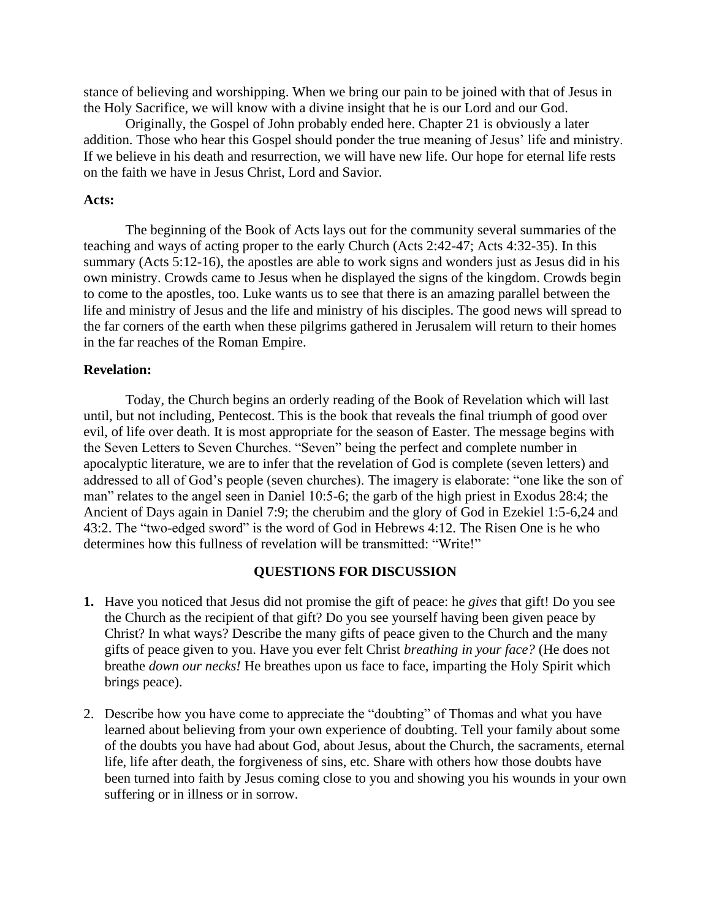stance of believing and worshipping. When we bring our pain to be joined with that of Jesus in the Holy Sacrifice, we will know with a divine insight that he is our Lord and our God.

Originally, the Gospel of John probably ended here. Chapter 21 is obviously a later addition. Those who hear this Gospel should ponder the true meaning of Jesus' life and ministry. If we believe in his death and resurrection, we will have new life. Our hope for eternal life rests on the faith we have in Jesus Christ, Lord and Savior.

**Acts:**

The beginning of the Book of Acts lays out for the community several summaries of the teaching and ways of acting proper to the early Church (Acts 2:42-47; Acts 4:32-35). In this summary (Acts 5:12-16), the apostles are able to work signs and wonders just as Jesus did in his own ministry. Crowds came to Jesus when he displayed the signs of the kingdom. Crowds begin to come to the apostles, too. Luke wants us to see that there is an amazing parallel between the life and ministry of Jesus and the life and ministry of his disciples. The good news will spread to the far corners of the earth when these pilgrims gathered in Jerusalem will return to their homes in the far reaches of the Roman Empire.

**Revelation:**

Today, the Church begins an orderly reading of the Book of Revelation which will last until, but not including, Pentecost. This is the book that reveals the final triumph of good over evil, of life over death. It is most appropriate for the season of Easter. The message begins with the Seven Letters to Seven Churches. "Seven" being the perfect and complete number in apocalyptic literature, we are to infer that the revelation of God is complete (seven letters) and addressed to all of God's people (seven churches). The imagery is elaborate: "one like the son of man" relates to the angel seen in Daniel 10:5-6; the garb of the high priest in Exodus 28:4; the Ancient of Days again in Daniel 7:9; the cherubim and the glory of God in Ezekiel 1:5-6,24 and 43:2. The "two-edged sword" is the word of God in Hebrews 4:12. The Risen One is he who determines how this fullness of revelation will be transmitted: "Write!"

## QUESTIONS FOR DISCUSSION

**1.** Have you noticed that Jesus did not promise the gift of peace: he *gives* that gift! Do you see the Church as the recipient of that gift? Do you see yourself having been given peace by Christ? In what ways? Describe the many gifts of peace given to the Church and the many gifts of peace given to you. Have you ever felt Christ *breathing in your face?* (He does not breathe *down our necks!* He breathes upon us face to face, imparting the Holy Spirit which brings peace).

2. Describe how you have come to appreciate the "doubting" of Thomas and what you have learned about believing from your own experience of doubting. Tell your family about some of the doubts you have had about God, about Jesus, about the Church, the sacraments, eternal life, life after death, the forgiveness of sins, etc. Share with others how those doubts have been turned into faith by Jesus coming close to you and showing you his wounds in your own suffering or in illness or in sorrow.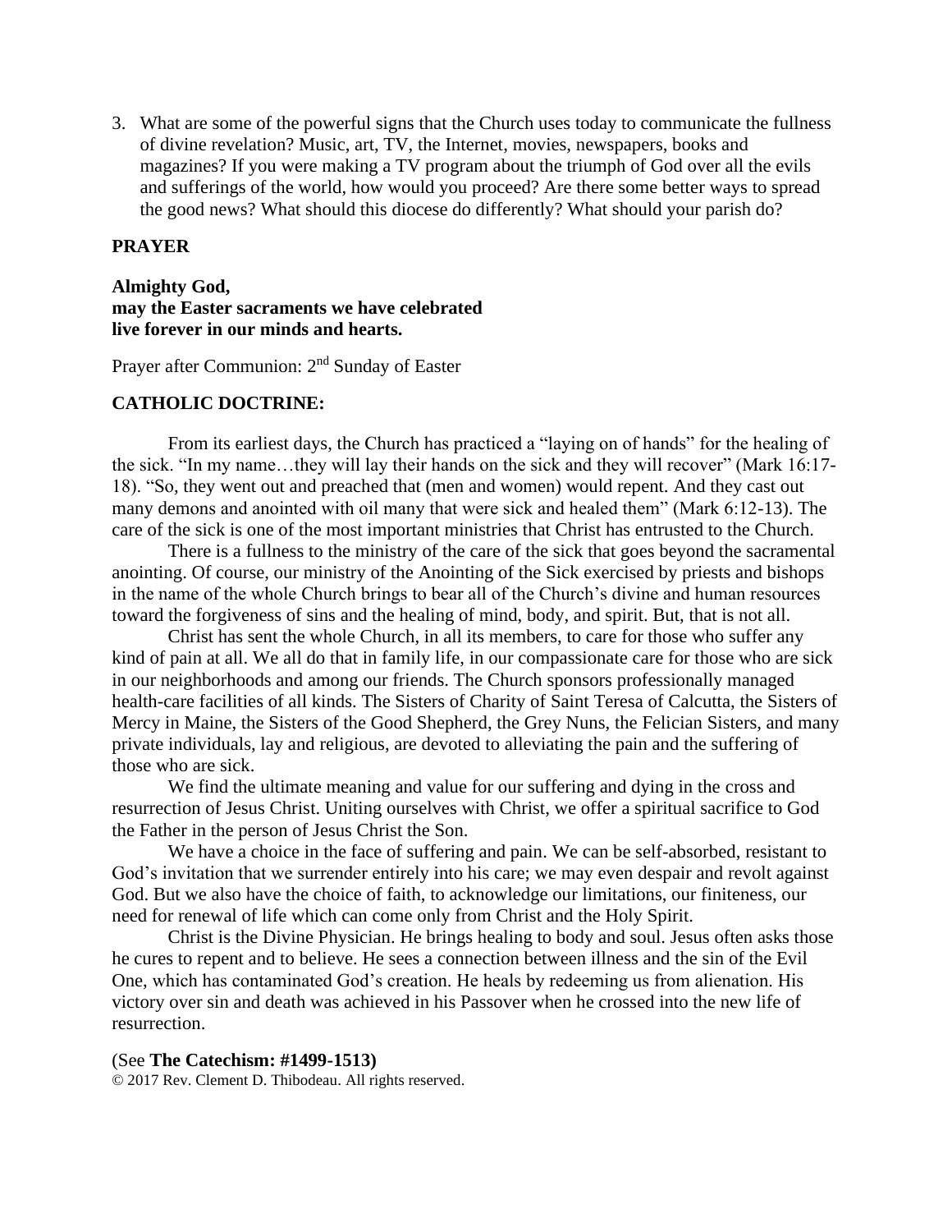3. What are some of the powerful signs that the Church uses today to communicate the fullness of divine revelation? Music, art, TV, the Internet, movies, newspapers, books and magazines? If you were making a TV program about the triumph of God over all the evils and sufferings of the world, how would you proceed? Are there some better ways to spread the good news? What should this diocese do differently? What should your parish do?

**PRAYER**

**Almighty God,**
**may the Easter sacraments we have celebrated**
**live forever in our minds and hearts.**

Prayer after Communion: 2nd Sunday of Easter

**CATHOLIC DOCTRINE:**

From its earliest days, the Church has practiced a "laying on of hands" for the healing of the sick. "In my name…they will lay their hands on the sick and they will recover" (Mark 16:17-18). "So, they went out and preached that (men and women) would repent. And they cast out many demons and anointed with oil many that were sick and healed them" (Mark 6:12-13). The care of the sick is one of the most important ministries that Christ has entrusted to the Church.

There is a fullness to the ministry of the care of the sick that goes beyond the sacramental anointing. Of course, our ministry of the Anointing of the Sick exercised by priests and bishops in the name of the whole Church brings to bear all of the Church's divine and human resources toward the forgiveness of sins and the healing of mind, body, and spirit. But, that is not all.

Christ has sent the whole Church, in all its members, to care for those who suffer any kind of pain at all. We all do that in family life, in our compassionate care for those who are sick in our neighborhoods and among our friends. The Church sponsors professionally managed health-care facilities of all kinds. The Sisters of Charity of Saint Teresa of Calcutta, the Sisters of Mercy in Maine, the Sisters of the Good Shepherd, the Grey Nuns, the Felician Sisters, and many private individuals, lay and religious, are devoted to alleviating the pain and the suffering of those who are sick.

We find the ultimate meaning and value for our suffering and dying in the cross and resurrection of Jesus Christ. Uniting ourselves with Christ, we offer a spiritual sacrifice to God the Father in the person of Jesus Christ the Son.

We have a choice in the face of suffering and pain. We can be self-absorbed, resistant to God's invitation that we surrender entirely into his care; we may even despair and revolt against God. But we also have the choice of faith, to acknowledge our limitations, our finiteness, our need for renewal of life which can come only from Christ and the Holy Spirit.

Christ is the Divine Physician. He brings healing to body and soul. Jesus often asks those he cures to repent and to believe. He sees a connection between illness and the sin of the Evil One, which has contaminated God's creation. He heals by redeeming us from alienation. His victory over sin and death was achieved in his Passover when he crossed into the new life of resurrection.

(See **The Catechism: #1499-1513)**

© 2017 Rev. Clement D. Thibodeau. All rights reserved.